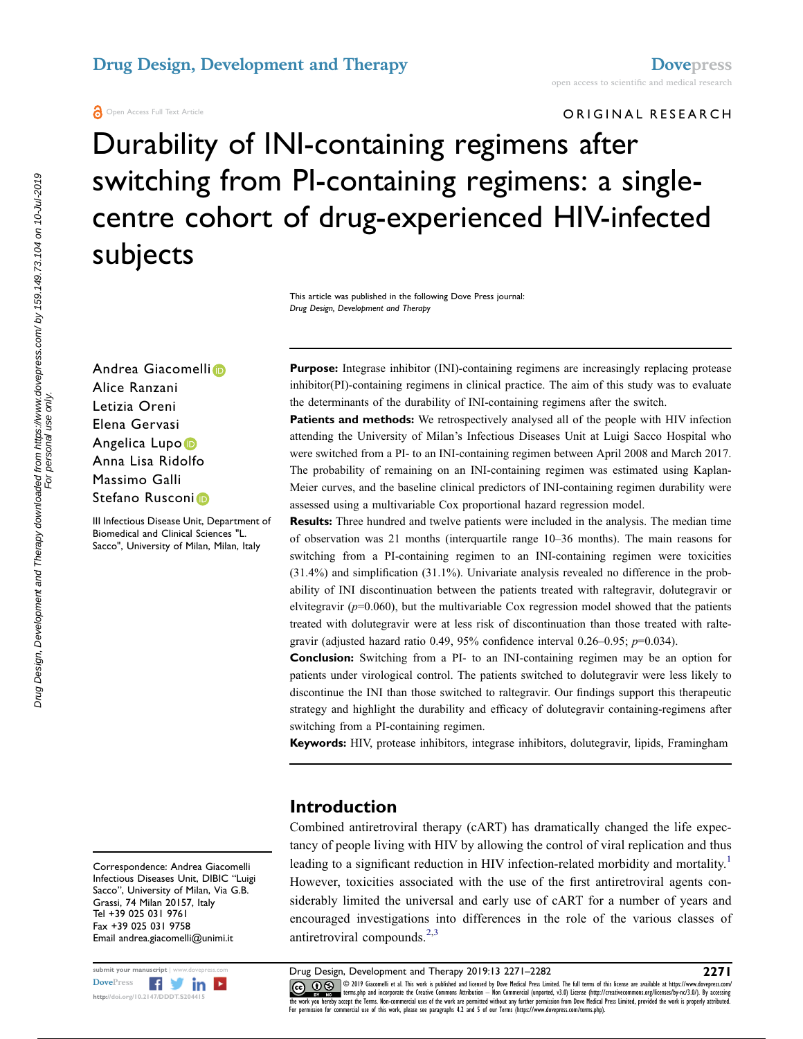# Durability of INI-containing regimens after switching from PI-containing regimens: a single-centre cohort of drug-experienced HIV-infected subjects

This article was published in the following Dove Press journal:
*Drug Design, Development and Therapy*

Andrea Giacomelli
Alice Ranzani
Letizia Oreni
Elena Gervasi
Angelica Lupo
Anna Lisa Ridolfo
Massimo Galli
Stefano Rusconi

III Infectious Disease Unit, Department of Biomedical and Clinical Sciences "L. Sacco", University of Milan, Milan, Italy

**Purpose:** Integrase inhibitor (INI)-containing regimens are increasingly replacing protease inhibitor(PI)-containing regimens in clinical practice. The aim of this study was to evaluate the determinants of the durability of INI-containing regimens after the switch.

**Patients and methods:** We retrospectively analysed all of the people with HIV infection attending the University of Milan's Infectious Diseases Unit at Luigi Sacco Hospital who were switched from a PI- to an INI-containing regimen between April 2008 and March 2017. The probability of remaining on an INI-containing regimen was estimated using Kaplan-Meier curves, and the baseline clinical predictors of INI-containing regimen durability were assessed using a multivariable Cox proportional hazard regression model.

**Results:** Three hundred and twelve patients were included in the analysis. The median time of observation was 21 months (interquartile range 10–36 months). The main reasons for switching from a PI-containing regimen to an INI-containing regimen were toxicities (31.4%) and simplification (31.1%). Univariate analysis revealed no difference in the probability of INI discontinuation between the patients treated with raltegravir, dolutegravir or elvitegravir ($p$=0.060), but the multivariable Cox regression model showed that the patients treated with dolutegravir were at less risk of discontinuation than those treated with raltegravir (adjusted hazard ratio 0.49, 95% confidence interval 0.26–0.95; $p$=0.034).

**Conclusion:** Switching from a PI- to an INI-containing regimen may be an option for patients under virological control. The patients switched to dolutegravir were less likely to discontinue the INI than those switched to raltegravir. Our findings support this therapeutic strategy and highlight the durability and efficacy of dolutegravir containing-regimens after switching from a PI-containing regimen.

**Keywords:** HIV, protease inhibitors, integrase inhibitors, dolutegravir, lipids, Framingham

## Introduction

Combined antiretroviral therapy (cART) has dramatically changed the life expectancy of people living with HIV by allowing the control of viral replication and thus leading to a significant reduction in HIV infection-related morbidity and mortality.[1] However, toxicities associated with the use of the first antiretroviral agents considerably limited the universal and early use of cART for a number of years and encouraged investigations into differences in the role of the various classes of antiretroviral compounds.[2,3]

Correspondence: Andrea Giacomelli
Infectious Diseases Unit, DIBIC "Luigi Sacco", University of Milan, Via G.B. Grassi, 74 Milan 20157, Italy
Tel +39 025 031 9761
Fax +39 025 031 9758
Email andrea.giacomelli@unimi.it

© 2019 Giacomelli et al. This work is published and licensed by Dove Medical Press Limited. The full terms of this license are available at https://www.dovepress.com/terms.php and incorporate the Creative Commons Attribution – Non Commercial (unported, v3.0) License (http://creativecommons.org/licenses/by-nc/3.0/). By accessing the work you hereby accept the Terms. Non-commercial uses of the work are permitted without any further permission from Dove Medical Press Limited, provided the work is properly attributed. For permission for commercial use of this work, please see paragraphs 4.2 and 5 of our Terms (https://www.dovepress.com/terms.php).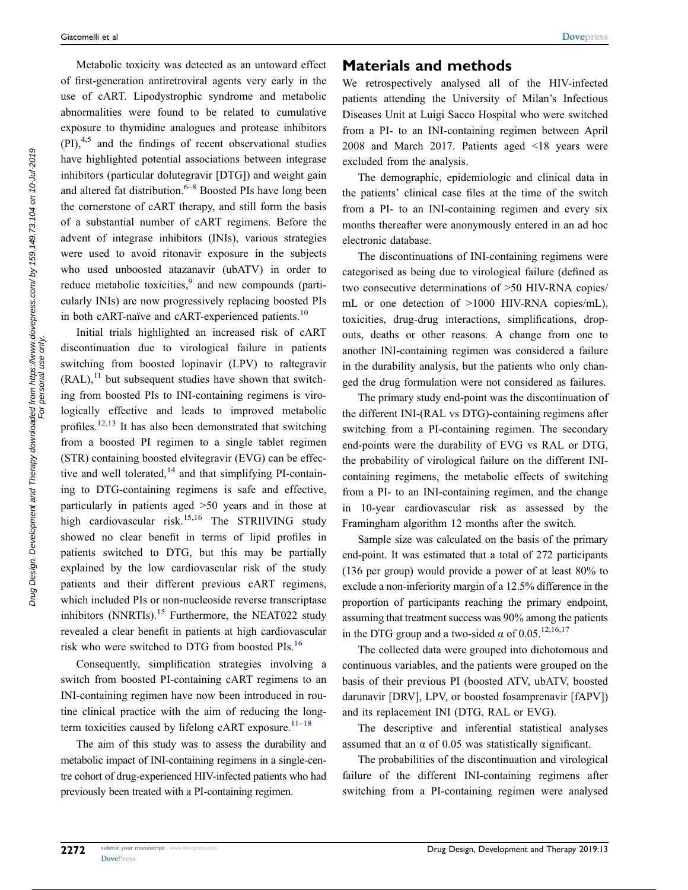Metabolic toxicity was detected as an untoward effect of first-generation antiretroviral agents very early in the use of cART. Lipodystrophic syndrome and metabolic abnormalities were found to be related to cumulative exposure to thymidine analogues and protease inhibitors (PI),[4,5] and the findings of recent observational studies have highlighted potential associations between integrase inhibitors (particular dolutegravir [DTG]) and weight gain and altered fat distribution.[6–8] Boosted PIs have long been the cornerstone of cART therapy, and still form the basis of a substantial number of cART regimens. Before the advent of integrase inhibitors (INIs), various strategies were used to avoid ritonavir exposure in the subjects who used unboosted atazanavir (ubATV) in order to reduce metabolic toxicities,[9] and new compounds (particularly INIs) are now progressively replacing boosted PIs in both cART-naïve and cART-experienced patients.[10]

Initial trials highlighted an increased risk of cART discontinuation due to virological failure in patients switching from boosted lopinavir (LPV) to raltegravir (RAL),[11] but subsequent studies have shown that switching from boosted PIs to INI-containing regimens is virologically effective and leads to improved metabolic profiles.[12,13] It has also been demonstrated that switching from a boosted PI regimen to a single tablet regimen (STR) containing boosted elvitegravir (EVG) can be effective and well tolerated,[14] and that simplifying PI-containing to DTG-containing regimens is safe and effective, particularly in patients aged >50 years and in those at high cardiovascular risk.[15,16] The STRIIVING study showed no clear benefit in terms of lipid profiles in patients switched to DTG, but this may be partially explained by the low cardiovascular risk of the study patients and their different previous cART regimens, which included PIs or non-nucleoside reverse transcriptase inhibitors (NNRTIs).[15] Furthermore, the NEAT022 study revealed a clear benefit in patients at high cardiovascular risk who were switched to DTG from boosted PIs.[16]

Consequently, simplification strategies involving a switch from boosted PI-containing cART regimens to an INI-containing regimen have now been introduced in routine clinical practice with the aim of reducing the long-term toxicities caused by lifelong cART exposure.[11–18]

The aim of this study was to assess the durability and metabolic impact of INI-containing regimens in a single-centre cohort of drug-experienced HIV-infected patients who had previously been treated with a PI-containing regimen.

## Materials and methods

We retrospectively analysed all of the HIV-infected patients attending the University of Milan's Infectious Diseases Unit at Luigi Sacco Hospital who were switched from a PI- to an INI-containing regimen between April 2008 and March 2017. Patients aged <18 years were excluded from the analysis.

The demographic, epidemiologic and clinical data in the patients' clinical case files at the time of the switch from a PI- to an INI-containing regimen and every six months thereafter were anonymously entered in an ad hoc electronic database.

The discontinuations of INI-containing regimens were categorised as being due to virological failure (defined as two consecutive determinations of >50 HIV-RNA copies/mL or one detection of >1000 HIV-RNA copies/mL), toxicities, drug-drug interactions, simplifications, drop-outs, deaths or other reasons. A change from one to another INI-containing regimen was considered a failure in the durability analysis, but the patients who only changed the drug formulation were not considered as failures.

The primary study end-point was the discontinuation of the different INI-(RAL vs DTG)-containing regimens after switching from a PI-containing regimen. The secondary end-points were the durability of EVG vs RAL or DTG, the probability of virological failure on the different INI-containing regimens, the metabolic effects of switching from a PI- to an INI-containing regimen, and the change in 10-year cardiovascular risk as assessed by the Framingham algorithm 12 months after the switch.

Sample size was calculated on the basis of the primary end-point. It was estimated that a total of 272 participants (136 per group) would provide a power of at least 80% to exclude a non-inferiority margin of a 12.5% difference in the proportion of participants reaching the primary endpoint, assuming that treatment success was 90% among the patients in the DTG group and a two-sided $\alpha$ of 0.05.[12,16,17]

The collected data were grouped into dichotomous and continuous variables, and the patients were grouped on the basis of their previous PI (boosted ATV, ubATV, boosted darunavir [DRV], LPV, or boosted fosamprenavir [fAPV]) and its replacement INI (DTG, RAL or EVG).

The descriptive and inferential statistical analyses assumed that an $\alpha$ of 0.05 was statistically significant.

The probabilities of the discontinuation and virological failure of the different INI-containing regimens after switching from a PI-containing regimen were analysed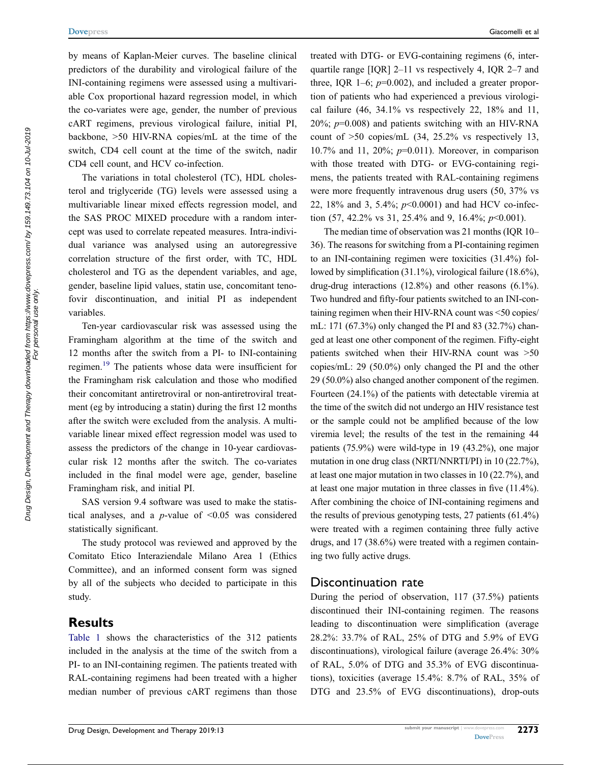by means of Kaplan-Meier curves. The baseline clinical predictors of the durability and virological failure of the INI-containing regimens were assessed using a multivariable Cox proportional hazard regression model, in which the co-variates were age, gender, the number of previous cART regimens, previous virological failure, initial PI, backbone, >50 HIV-RNA copies/mL at the time of the switch, CD4 cell count at the time of the switch, nadir CD4 cell count, and HCV co-infection.

The variations in total cholesterol (TC), HDL cholesterol and triglyceride (TG) levels were assessed using a multivariable linear mixed effects regression model, and the SAS PROC MIXED procedure with a random intercept was used to correlate repeated measures. Intra-individual variance was analysed using an autoregressive correlation structure of the first order, with TC, HDL cholesterol and TG as the dependent variables, and age, gender, baseline lipid values, statin use, concomitant tenofovir discontinuation, and initial PI as independent variables.

Ten-year cardiovascular risk was assessed using the Framingham algorithm at the time of the switch and 12 months after the switch from a PI- to INI-containing regimen.[19] The patients whose data were insufficient for the Framingham risk calculation and those who modified their concomitant antiretroviral or non-antiretroviral treatment (eg by introducing a statin) during the first 12 months after the switch were excluded from the analysis. A multivariable linear mixed effect regression model was used to assess the predictors of the change in 10-year cardiovascular risk 12 months after the switch. The co-variates included in the final model were age, gender, baseline Framingham risk, and initial PI.

SAS version 9.4 software was used to make the statistical analyses, and a *p*-value of <0.05 was considered statistically significant.

The study protocol was reviewed and approved by the Comitato Etico Interaziendale Milano Area 1 (Ethics Committee), and an informed consent form was signed by all of the subjects who decided to participate in this study.

## Results

Table 1 shows the characteristics of the 312 patients included in the analysis at the time of the switch from a PI- to an INI-containing regimen. The patients treated with RAL-containing regimens had been treated with a higher median number of previous cART regimens than those treated with DTG- or EVG-containing regimens (6, interquartile range [IQR] 2–11 vs respectively 4, IQR 2–7 and three, IQR 1–6; $p$=0.002), and included a greater proportion of patients who had experienced a previous virological failure (46, 34.1% vs respectively 22, 18% and 11, 20%; $p$=0.008) and patients switching with an HIV-RNA count of >50 copies/mL (34, 25.2% vs respectively 13, 10.7% and 11, 20%; $p$=0.011). Moreover, in comparison with those treated with DTG- or EVG-containing regimens, the patients treated with RAL-containing regimens were more frequently intravenous drug users (50, 37% vs 22, 18% and 3, 5.4%; $p$<0.0001) and had HCV co-infection (57, 42.2% vs 31, 25.4% and 9, 16.4%; $p$<0.001).

The median time of observation was 21 months (IQR 10–36). The reasons for switching from a PI-containing regimen to an INI-containing regimen were toxicities (31.4%) followed by simplification (31.1%), virological failure (18.6%), drug-drug interactions (12.8%) and other reasons (6.1%). Two hundred and fifty-four patients switched to an INI-containing regimen when their HIV-RNA count was <50 copies/mL: 171 (67.3%) only changed the PI and 83 (32.7%) changed at least one other component of the regimen. Fifty-eight patients switched when their HIV-RNA count was >50 copies/mL: 29 (50.0%) only changed the PI and the other 29 (50.0%) also changed another component of the regimen. Fourteen (24.1%) of the patients with detectable viremia at the time of the switch did not undergo an HIV resistance test or the sample could not be amplified because of the low viremia level; the results of the test in the remaining 44 patients (75.9%) were wild-type in 19 (43.2%), one major mutation in one drug class (NRTI/NNRTI/PI) in 10 (22.7%), at least one major mutation in two classes in 10 (22.7%), and at least one major mutation in three classes in five (11.4%). After combining the choice of INI-containing regimens and the results of previous genotyping tests, 27 patients (61.4%) were treated with a regimen containing three fully active drugs, and 17 (38.6%) were treated with a regimen containing two fully active drugs.

## Discontinuation rate

During the period of observation, 117 (37.5%) patients discontinued their INI-containing regimen. The reasons leading to discontinuation were simplification (average 28.2%: 33.7% of RAL, 25% of DTG and 5.9% of EVG discontinuations), virological failure (average 26.4%: 30% of RAL, 5.0% of DTG and 35.3% of EVG discontinuations), toxicities (average 15.4%: 8.7% of RAL, 35% of DTG and 23.5% of EVG discontinuations), drop-outs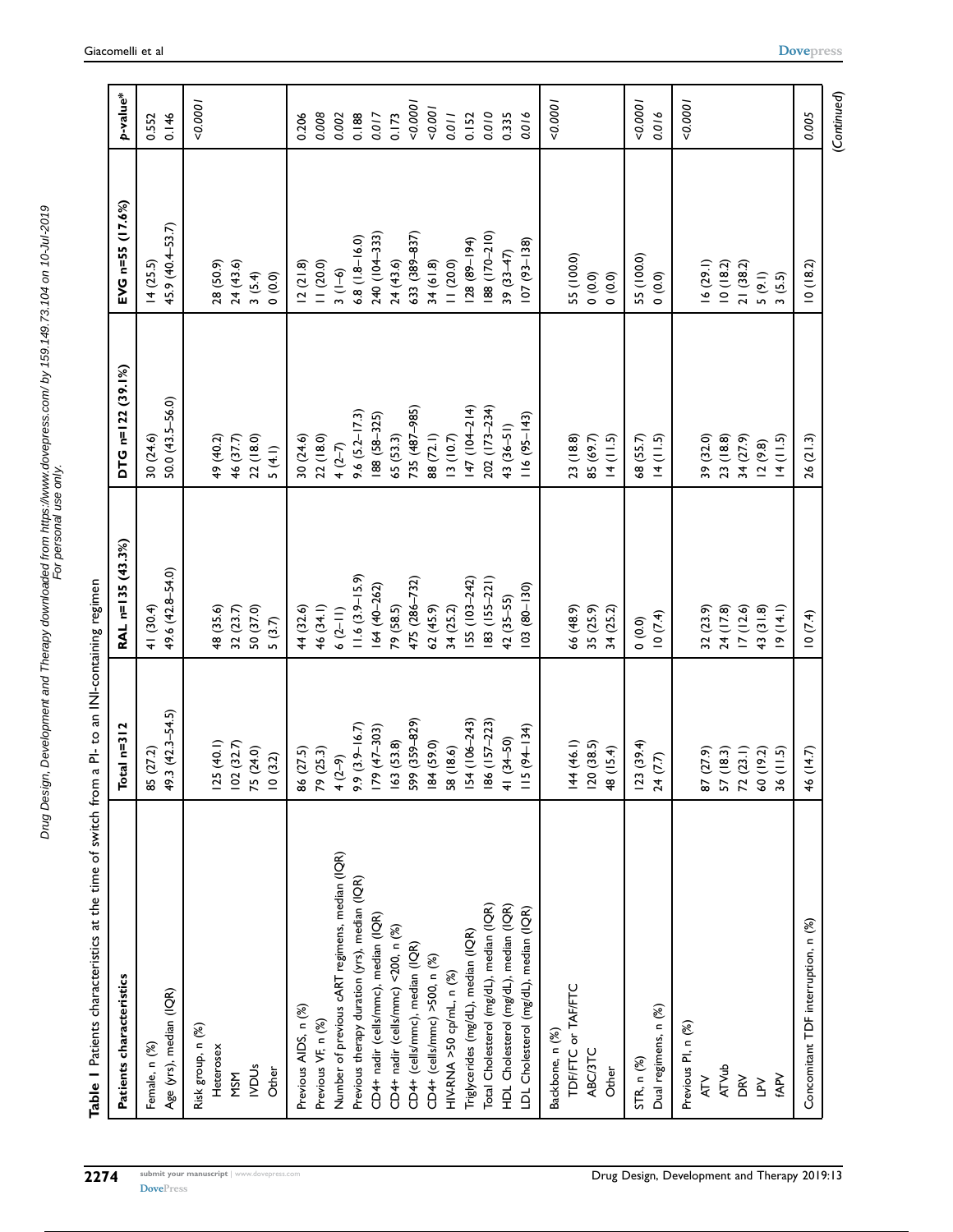**Table 1** Patients characteristics at the time of switch from a PI- to an INI-containing regimen

| Patients characteristics | Total n=312 | RAL n=135 (43.3%) | DTG n=122 (39.1%) | EVG n=55 (17.6%) | p-value* |
|---|---|---|---|---|---|
| Female, n (%) | 85 (27.2) | 41 (30.4) | 30 (24.6) | 14 (25.5) | 0.552 |
| Age (yrs), median (IQR) | 49.3 (42.3–54.5) | 49.6 (42.8–54.0) | 50.0 (43.5–56.0) | 45.9 (40.4–53.7) | 0.146 |
| Risk group, n (%) | | | | | *<0.0001* |
| Heterosex | 125 (40.1) | 48 (35.6) | 49 (40.2) | 28 (50.9) | |
| MSM | 102 (32.7) | 32 (23.7) | 46 (37.7) | 24 (43.6) | |
| IVDUs | 75 (24.0) | 50 (37.0) | 22 (18.0) | 3 (5.4) | |
| Other | 10 (3.2) | 5 (3.7) | 5 (4.1) | 0 (0.0) | |
| Previous AIDS, n (%) | 86 (27.5) | 44 (32.6) | 30 (24.6) | 12 (21.8) | 0.206 |
| Previous VF, n (%) | 79 (25.3) | 46 (34.1) | 22 (18.0) | 11 (20.0) | *0.008* |
| Number of previous cART regimens, median (IQR) | 4 (2–9) | 6 (2–11) | 4 (2–7) | 3 (1–6) | *0.002* |
| Previous therapy duration (yrs), median (IQR) | 9.9 (3.9–16.7) | 11.6 (3.9–15.9) | 9.6 (5.2–17.3) | 6.8 (1.8–16.0) | 0.188 |
| CD4+ nadir (cells/mmc), median (IQR) | 179 (47–303) | 164 (40–262) | 188 (58–325) | 240 (104–333) | *0.017* |
| CD4+ nadir (cells/mmc) <200, n (%) | 163 (53.8) | 79 (58.5) | 65 (53.3) | 24 (43.6) | 0.173 |
| CD4+ (cells/mmc), median (IQR) | 599 (359–829) | 475 (286–732) | 735 (487–985) | 633 (389–837) | *<0.0001* |
| CD4+ (cells/mmc) >500, n (%) | 184 (59.0) | 62 (45.9) | 88 (72.1) | 34 (61.8) | *<0.001* |
| HIV-RNA >50 cp/mL, n (%) | 58 (18.6) | 34 (25.2) | 13 (10.7) | 11 (20.0) | *0.011* |
| Triglycerides (mg/dL), median (IQR) | 154 (106–243) | 155 (103–242) | 147 (104–214) | 128 (89–194) | 0.152 |
| Total Cholesterol (mg/dL), median (IQR) | 186 (157–223) | 183 (155–221) | 202 (173–234) | 188 (170–210) | *0.010* |
| HDL Cholesterol (mg/dL), median (IQR) | 41 (34–50) | 42 (35–55) | 43 (36–51) | 39 (33–47) | 0.335 |
| LDL Cholesterol (mg/dL), median (IQR) | 115 (94–134) | 103 (80–130) | 116 (95–143) | 107 (93–138) | *0.016* |
| Backbone, n (%) | | | | | *<0.0001* |
| TDF/FTC or TAF/FTC | 144 (46.1) | 66 (48.9) | 23 (18.8) | 55 (100.0) | |
| ABC/3TC | 120 (38.5) | 35 (25.9) | 85 (69.7) | 0 (0.0) | |
| Other | 48 (15.4) | 34 (25.2) | 14 (11.5) | 0 (0.0) | |
| STR, n (%) | 123 (39.4) | 0 (0.0) | 68 (55.7) | 55 (100.0) | *<0.0001* |
| Dual regimens, n (%) | 24 (7.7) | 10 (7.4) | 14 (11.5) | 0 (0.0) | *0.016* |
| Previous PI, n (%) | | | | | *<0.0001* |
| ATV | 87 (27.9) | 32 (23.9) | 39 (32.0) | 16 (29.1) | |
| ATVub | 57 (18.3) | 24 (17.8) | 23 (18.8) | 10 (18.2) | |
| DRV | 72 (23.1) | 17 (12.6) | 34 (27.9) | 21 (38.2) | |
| LPV | 60 (19.2) | 43 (31.8) | 12 (9.8) | 5 (9.1) | |
| fAPV | 36 (11.5) | 19 (14.1) | 14 (11.5) | 3 (5.5) | |
| Concomitant TDF interruption, n (%) | 46 (14.7) | 10 (7.4) | 26 (21.3) | 10 (18.2) | *0.005* |

(*Continued*)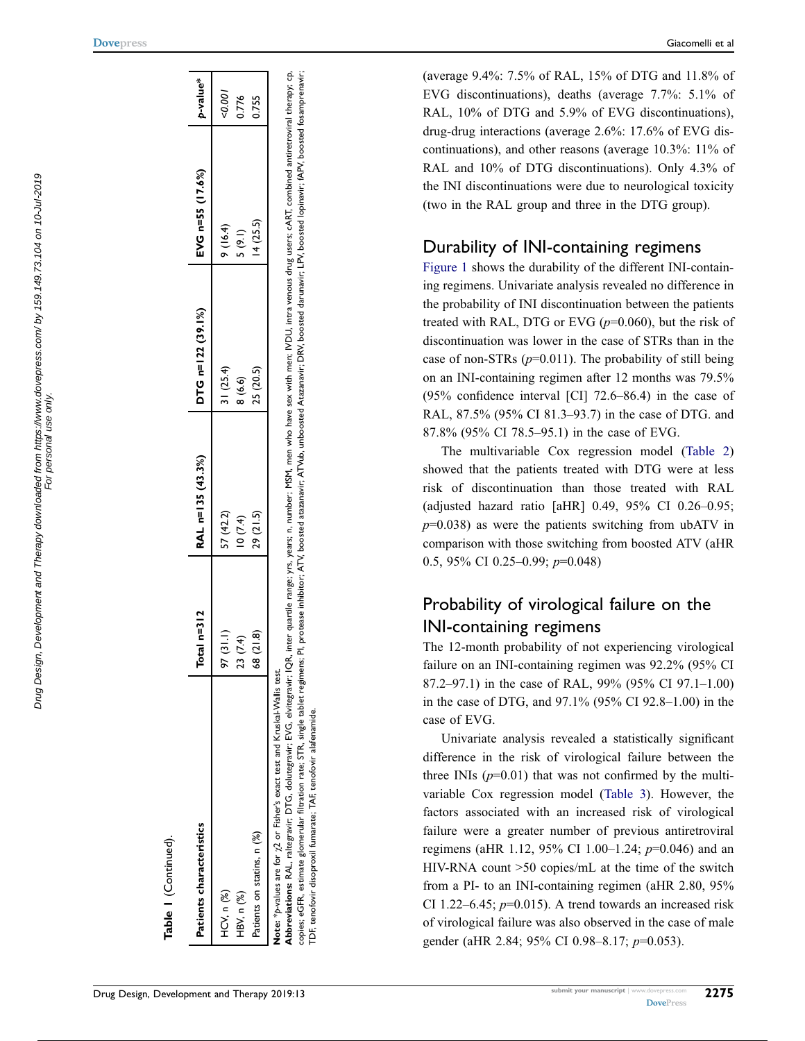**Table 1** (Continued).

| Patients characteristics | Total n=312 | RAL n=135 (43.3%) | DTG n=122 (39.1%) | EVG n=55 (17.6%) | *p*-value* |
|---|---|---|---|---|---|
| HCV, n (%) | 97 (31.1) | 57 (42.2) | 31 (25.4) | 9 (16.4) | *<0.001* |
| HBV, n (%) | 23 (7.4) | 10 (7.4) | 8 (6.6) | 5 (9.1) | 0.776 |
| Patients on statins, n (%) | 68 (21.8) | 29 (21.5) | 25 (20.5) | 14 (25.5) | 0.755 |

**Note:** *p-values are for $\chi 2$ or Fisher's exact test and Kruskal-Wallis test.

**Abbreviations:** RAL, raltegravir; EVG, elvitegravir; DTG, dolutegravir; IQR, inter quartile range; yrs, years; n, number; MSM, men who have sex with men; IVDU, intra venous drug users; cART, combined antiretroviral therapy; cp, copies; eGFR, estimate glomerular filtration rate; STR, single tablet regimens; PI, protease inhibitor; ATV, boosted atazanavir; ATVub, unboosted Atazanavir; DRV, boosted darunavir; LPV, boosted lopinavir; fAPV, boosted fosamprenavir; TDF, tenofovir disoproxil fumarate; TAF, tenofovir alafenamide.

(average 9.4%: 7.5% of RAL, 15% of DTG and 11.8% of EVG discontinuations), deaths (average 7.7%: 5.1% of RAL, 10% of DTG and 5.9% of EVG discontinuations), drug-drug interactions (average 2.6%: 17.6% of EVG discontinuations), and other reasons (average 10.3%: 11% of RAL and 10% of DTG discontinuations). Only 4.3% of the INI discontinuations were due to neurological toxicity (two in the RAL group and three in the DTG group).

## Durability of INI-containing regimens

Figure 1 shows the durability of the different INI-containing regimens. Univariate analysis revealed no difference in the probability of INI discontinuation between the patients treated with RAL, DTG or EVG (*p*=0.060), but the risk of discontinuation was lower in the case of STRs than in the case of non-STRs (*p*=0.011). The probability of still being on an INI-containing regimen after 12 months was 79.5% (95% confidence interval [CI] 72.6–86.4) in the case of RAL, 87.5% (95% CI 81.3–93.7) in the case of DTG. and 87.8% (95% CI 78.5–95.1) in the case of EVG.

The multivariable Cox regression model (Table 2) showed that the patients treated with DTG were at less risk of discontinuation than those treated with RAL (adjusted hazard ratio [aHR] 0.49, 95% CI 0.26–0.95; *p*=0.038) as were the patients switching from ubATV in comparison with those switching from boosted ATV (aHR 0.5, 95% CI 0.25–0.99; *p*=0.048)

## Probability of virological failure on the INI-containing regimens

The 12-month probability of not experiencing virological failure on an INI-containing regimen was 92.2% (95% CI 87.2–97.1) in the case of RAL, 99% (95% CI 97.1–1.00) in the case of DTG, and 97.1% (95% CI 92.8–1.00) in the case of EVG.

Univariate analysis revealed a statistically significant difference in the risk of virological failure between the three INIs (*p*=0.01) that was not confirmed by the multivariable Cox regression model (Table 3). However, the factors associated with an increased risk of virological failure were a greater number of previous antiretroviral regimens (aHR 1.12, 95% CI 1.00–1.24; *p*=0.046) and an HIV-RNA count >50 copies/mL at the time of the switch from a PI- to an INI-containing regimen (aHR 2.80, 95% CI 1.22–6.45; *p*=0.015). A trend towards an increased risk of virological failure was also observed in the case of male gender (aHR 2.84; 95% CI 0.98–8.17; *p*=0.053).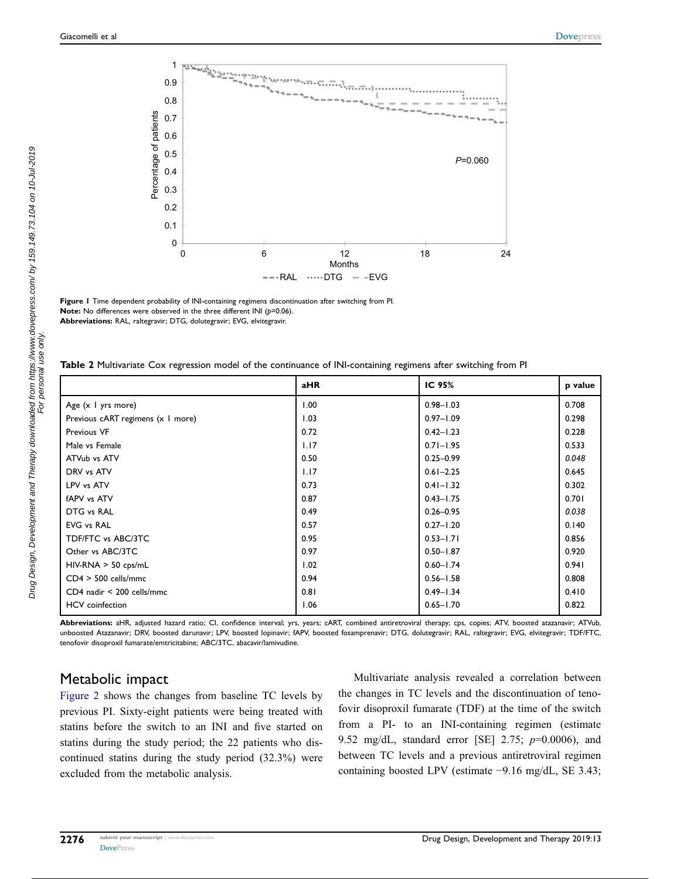**Figure 1** Time dependent probability of INI-containing regimens discontinuation after switching from PI.
**Note:** No differences were observed in the three different INI ($p$=0.06).
**Abbreviations:** RAL, raltegravir; DTG, dolutegravir; EVG, elvitegravir.

**Table 2** Multivariate Cox regression model of the continuance of INI-containing regimens after switching from PI

| | aHR | IC 95% | p value |
|---|---|---|---|
| Age (x 1 yrs more) | 1.00 | 0.98–1.03 | 0.708 |
| Previous cART regimens (x 1 more) | 1.03 | 0.97–1.09 | 0.298 |
| Previous VF | 0.72 | 0.42–1.23 | 0.228 |
| Male vs Female | 1.17 | 0.71–1.95 | 0.533 |
| ATVub vs ATV | 0.50 | 0.25–0.99 | *0.048* |
| DRV vs ATV | 1.17 | 0.61–2.25 | 0.645 |
| LPV vs ATV | 0.73 | 0.41–1.32 | 0.302 |
| fAPV vs ATV | 0.87 | 0.43–1.75 | 0.701 |
| DTG vs RAL | 0.49 | 0.26–0.95 | *0.038* |
| EVG vs RAL | 0.57 | 0.27–1.20 | 0.140 |
| TDF/FTC vs ABC/3TC | 0.95 | 0.53–1.71 | 0.856 |
| Other vs ABC/3TC | 0.97 | 0.50–1.87 | 0.920 |
| HIV-RNA > 50 cps/mL | 1.02 | 0.60–1.74 | 0.941 |
| CD4 > 500 cells/mmc | 0.94 | 0.56–1.58 | 0.808 |
| CD4 nadir < 200 cells/mmc | 0.81 | 0.49–1.34 | 0.410 |
| HCV coinfection | 1.06 | 0.65–1.70 | 0.822 |

**Abbreviations:** aHR, adjusted hazard ratio; CI, confidence interval; yrs, years; cART, combined antiretroviral therapy; cps, copies; ATV, boosted atazanavir; ATVub, unboosted Atazanavir; DRV, boosted darunavir; LPV, boosted lopinavir; fAPV, boosted fosamprenavir; DTG, dolutegravir; RAL, raltegravir; EVG, elvitegravir; TDF/FTC, tenofovir disoproxil fumarate/emtricitabine; ABC/3TC, abacavir/lamivudine.

## Metabolic impact

Figure 2 shows the changes from baseline TC levels by previous PI. Sixty-eight patients were being treated with statins before the switch to an INI and five started on statins during the study period; the 22 patients who discontinued statins during the study period (32.3%) were excluded from the metabolic analysis.

Multivariate analysis revealed a correlation between the changes in TC levels and the discontinuation of tenofovir disoproxil fumarate (TDF) at the time of the switch from a PI- to an INI-containing regimen (estimate 9.52 mg/dL, standard error [SE] 2.75; $p$=0.0006), and between TC levels and a previous antiretroviral regimen containing boosted LPV (estimate −9.16 mg/dL, SE 3.43;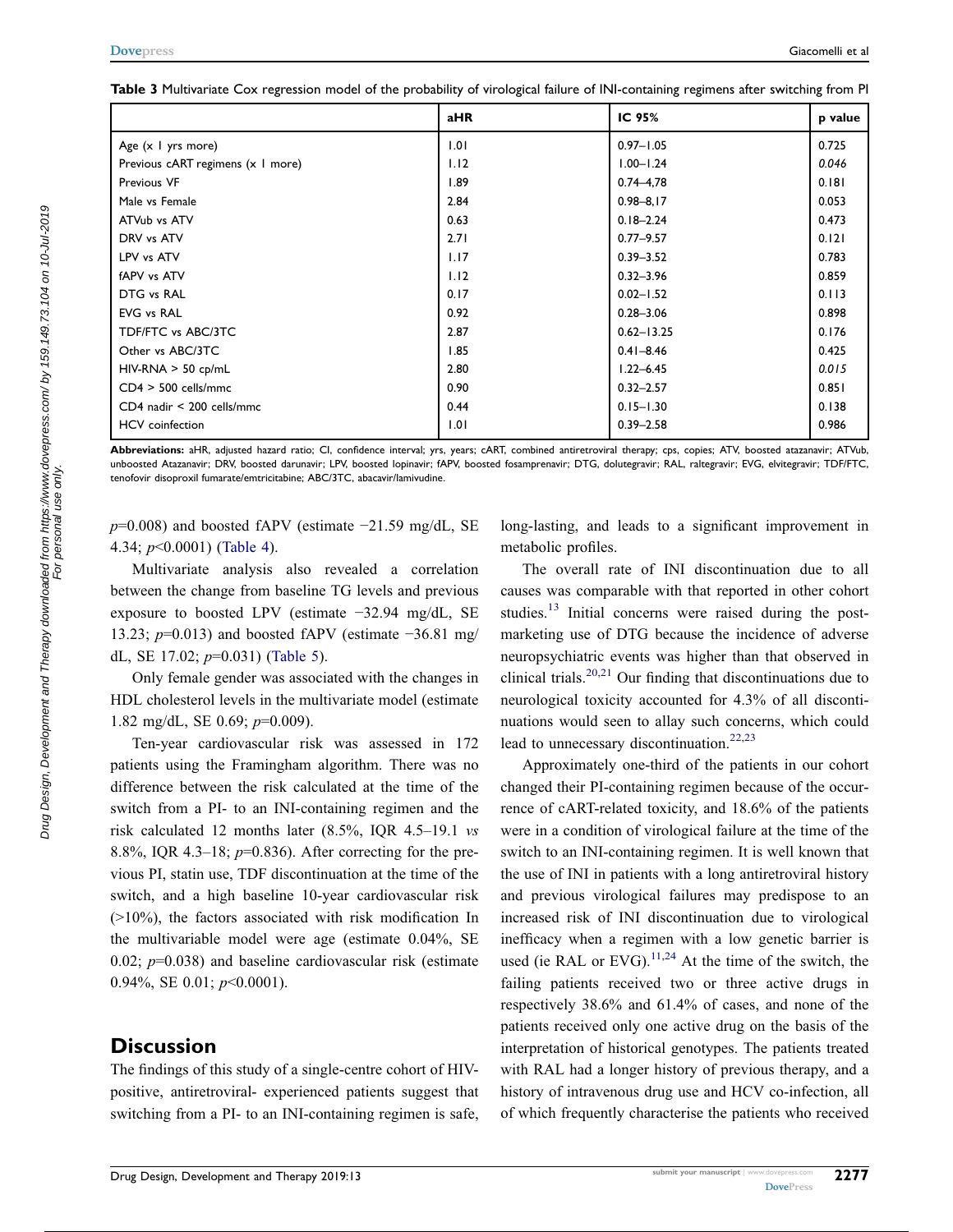**Table 3** Multivariate Cox regression model of the probability of virological failure of INI-containing regimens after switching from PI

| | aHR | IC 95% | p value |
|---|---|---|---|
| Age (x 1 yrs more) | 1.01 | 0.97–1.05 | 0.725 |
| Previous cART regimens (x 1 more) | 1.12 | 1.00–1.24 | *0.046* |
| Previous VF | 1.89 | 0.74–4,78 | 0.181 |
| Male vs Female | 2.84 | 0.98–8,17 | 0.053 |
| ATVub vs ATV | 0.63 | 0.18–2.24 | 0.473 |
| DRV vs ATV | 2.71 | 0.77–9.57 | 0.121 |
| LPV vs ATV | 1.17 | 0.39–3.52 | 0.783 |
| fAPV vs ATV | 1.12 | 0.32–3.96 | 0.859 |
| DTG vs RAL | 0.17 | 0.02–1.52 | 0.113 |
| EVG vs RAL | 0.92 | 0.28–3.06 | 0.898 |
| TDF/FTC vs ABC/3TC | 2.87 | 0.62–13.25 | 0.176 |
| Other vs ABC/3TC | 1.85 | 0.41–8.46 | 0.425 |
| HIV-RNA > 50 cp/mL | 2.80 | 1.22–6.45 | *0.015* |
| CD4 > 500 cells/mmc | 0.90 | 0.32–2.57 | 0.851 |
| CD4 nadir < 200 cells/mmc | 0.44 | 0.15–1.30 | 0.138 |
| HCV coinfection | 1.01 | 0.39–2.58 | 0.986 |

**Abbreviations:** aHR, adjusted hazard ratio; CI, confidence interval; yrs, years; cART, combined antiretroviral therapy; cps, copies; ATV, boosted atazanavir; ATVub, unboosted Atazanavir; DRV, boosted darunavir; LPV, boosted lopinavir; fAPV, boosted fosamprenavir; DTG, dolutegravir; RAL, raltegravir; EVG, elvitegravir; TDF/FTC, tenofovir disoproxil fumarate/emtricitabine; ABC/3TC, abacavir/lamivudine.

$p$=0.008) and boosted fAPV (estimate −21.59 mg/dL, SE 4.34; $p$<0.0001) (Table 4).

Multivariate analysis also revealed a correlation between the change from baseline TG levels and previous exposure to boosted LPV (estimate −32.94 mg/dL, SE 13.23; $p$=0.013) and boosted fAPV (estimate −36.81 mg/dL, SE 17.02; $p$=0.031) (Table 5).

Only female gender was associated with the changes in HDL cholesterol levels in the multivariate model (estimate 1.82 mg/dL, SE 0.69; $p$=0.009).

Ten-year cardiovascular risk was assessed in 172 patients using the Framingham algorithm. There was no difference between the risk calculated at the time of the switch from a PI- to an INI-containing regimen and the risk calculated 12 months later (8.5%, IQR 4.5–19.1 *vs* 8.8%, IQR 4.3–18; $p$=0.836). After correcting for the previous PI, statin use, TDF discontinuation at the time of the switch, and a high baseline 10-year cardiovascular risk (>10%), the factors associated with risk modification In the multivariable model were age (estimate 0.04%, SE 0.02; $p$=0.038) and baseline cardiovascular risk (estimate 0.94%, SE 0.01; $p$<0.0001).

## Discussion

The findings of this study of a single-centre cohort of HIV-positive, antiretroviral- experienced patients suggest that switching from a PI- to an INI-containing regimen is safe, long-lasting, and leads to a significant improvement in metabolic profiles.

The overall rate of INI discontinuation due to all causes was comparable with that reported in other cohort studies.[13] Initial concerns were raised during the post-marketing use of DTG because the incidence of adverse neuropsychiatric events was higher than that observed in clinical trials.[20,21] Our finding that discontinuations due to neurological toxicity accounted for 4.3% of all discontinuations would seen to allay such concerns, which could lead to unnecessary discontinuation.[22,23]

Approximately one-third of the patients in our cohort changed their PI-containing regimen because of the occurrence of cART-related toxicity, and 18.6% of the patients were in a condition of virological failure at the time of the switch to an INI-containing regimen. It is well known that the use of INI in patients with a long antiretroviral history and previous virological failures may predispose to an increased risk of INI discontinuation due to virological inefficacy when a regimen with a low genetic barrier is used (ie RAL or EVG).[11,24] At the time of the switch, the failing patients received two or three active drugs in respectively 38.6% and 61.4% of cases, and none of the patients received only one active drug on the basis of the interpretation of historical genotypes. The patients treated with RAL had a longer history of previous therapy, and a history of intravenous drug use and HCV co-infection, all of which frequently characterise the patients who received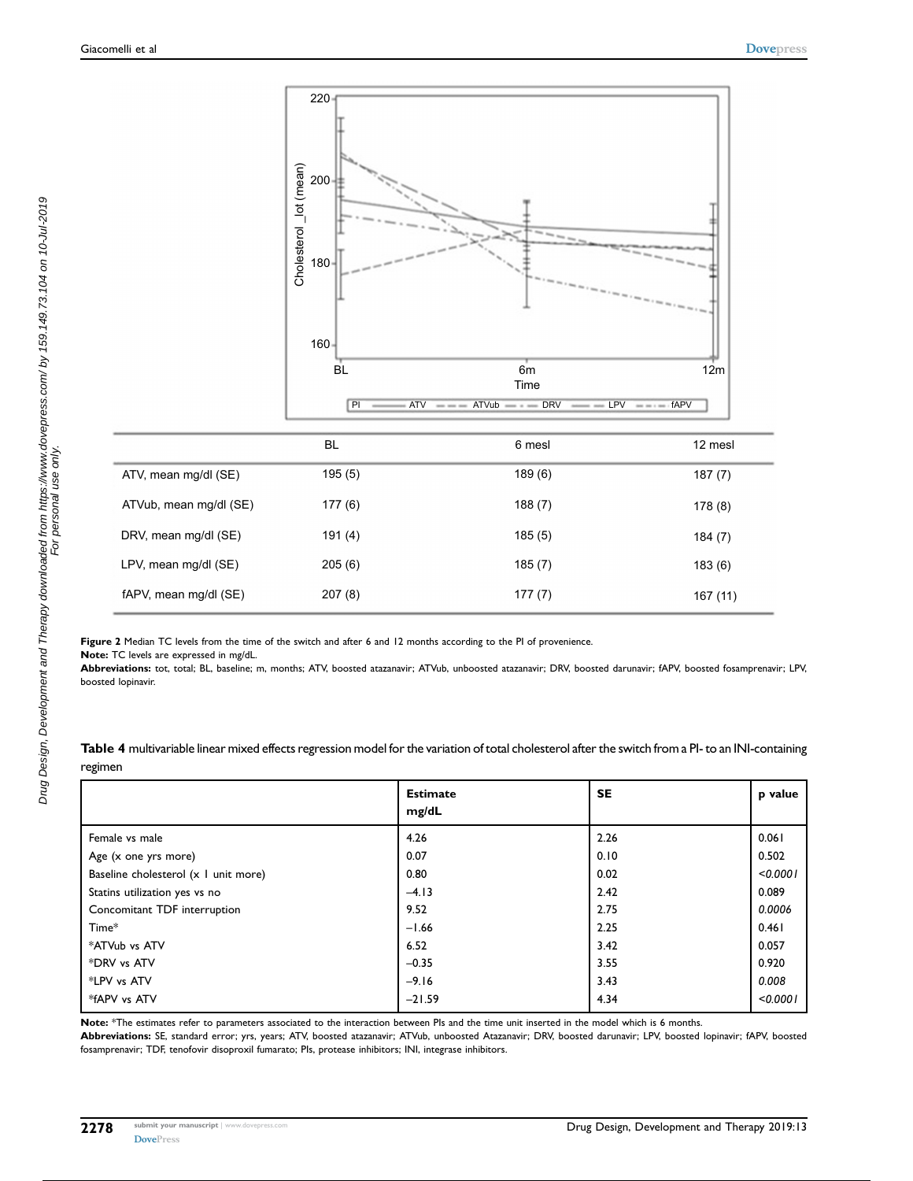|  | BL | 6 mesl | 12 mesl |
|---|---|---|---|
| ATV, mean mg/dl (SE) | 195 (5) | 189 (6) | 187 (7) |
| ATVub, mean mg/dl (SE) | 177 (6) | 188 (7) | 178 (8) |
| DRV, mean mg/dl (SE) | 191 (4) | 185 (5) | 184 (7) |
| LPV, mean mg/dl (SE) | 205 (6) | 185 (7) | 183 (6) |
| fAPV, mean mg/dl (SE) | 207 (8) | 177 (7) | 167 (11) |

**Figure 2** Median TC levels from the time of the switch and after 6 and 12 months according to the PI of provenience.

**Note:** TC levels are expressed in mg/dL.

**Abbreviations:** tot, total; BL, baseline; m, months; ATV, boosted atazanavir; ATVub, unboosted atazanavir; DRV, boosted darunavir; fAPV, boosted fosamprenavir; LPV, boosted lopinavir.

**Table 4** multivariable linear mixed effects regression model for the variation of total cholesterol after the switch from a PI- to an INI-containing regimen

|  | Estimate mg/dL | SE | p value |
|---|---|---|---|
| Female vs male | 4.26 | 2.26 | 0.061 |
| Age (x one yrs more) | 0.07 | 0.10 | 0.502 |
| Baseline cholesterol (x 1 unit more) | 0.80 | 0.02 | *<0.0001* |
| Statins utilization yes vs no | –4.13 | 2.42 | 0.089 |
| Concomitant TDF interruption | 9.52 | 2.75 | *0.0006* |
| Time* | –1.66 | 2.25 | 0.461 |
| *ATVub vs ATV | 6.52 | 3.42 | 0.057 |
| *DRV vs ATV | –0.35 | 3.55 | 0.920 |
| *LPV vs ATV | –9.16 | 3.43 | *0.008* |
| *fAPV vs ATV | –21.59 | 4.34 | *<0.0001* |

**Note:** *The estimates refer to parameters associated to the interaction between PIs and the time unit inserted in the model which is 6 months.

**Abbreviations:** SE, standard error; yrs, years; ATV, boosted atazanavir; ATVub, unboosted Atazanavir; DRV, boosted darunavir; LPV, boosted lopinavir; fAPV, boosted fosamprenavir; TDF, tenofovir disoproxil fumarato; PIs, protease inhibitors; INI, integrase inhibitors.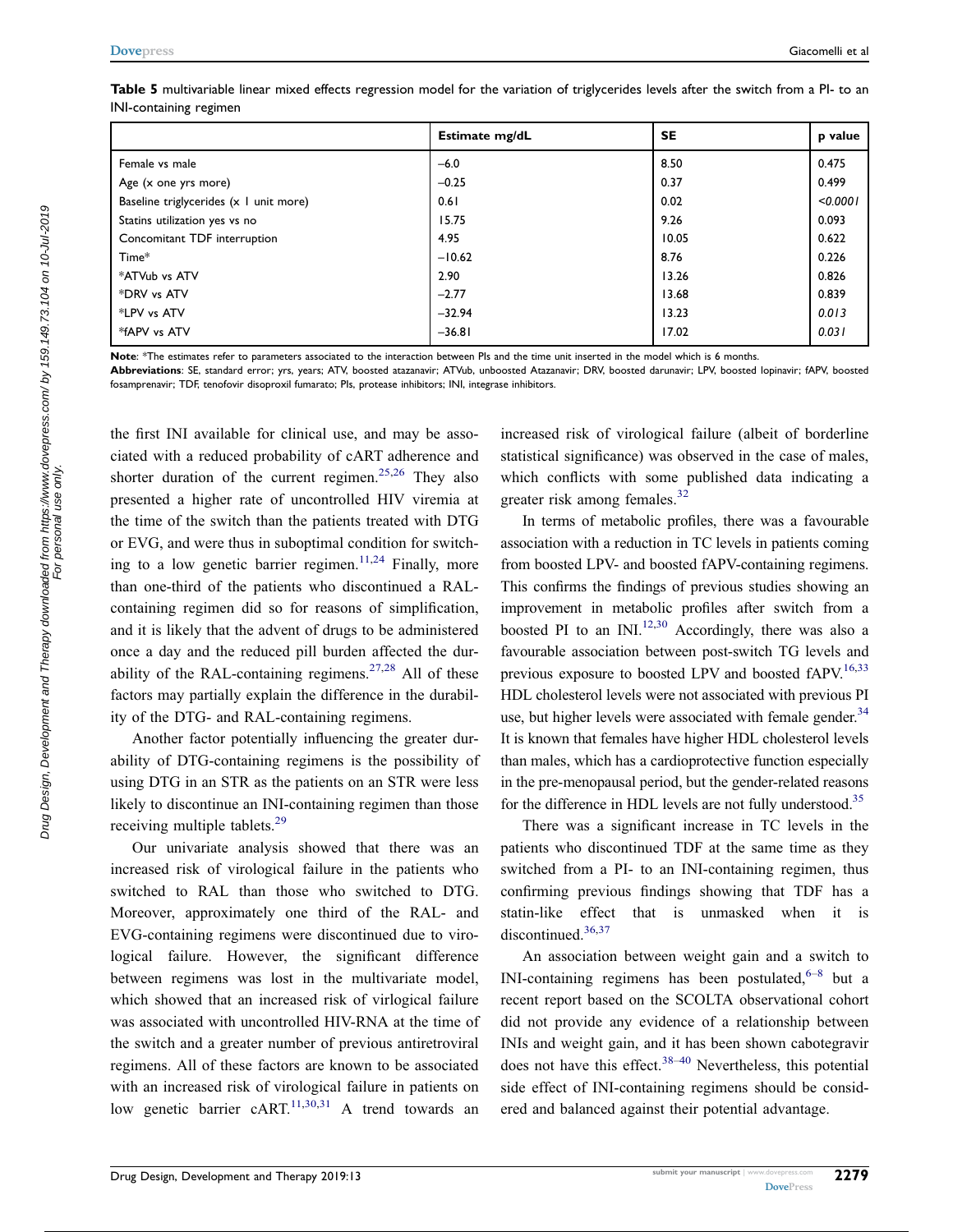**Table 5** multivariable linear mixed effects regression model for the variation of triglycerides levels after the switch from a PI- to an INI-containing regimen

| | Estimate mg/dL | SE | p value |
|---|---|---|---|
| Female vs male | −6.0 | 8.50 | 0.475 |
| Age (x one yrs more) | −0.25 | 0.37 | 0.499 |
| Baseline triglycerides (x 1 unit more) | 0.61 | 0.02 | *<0.0001* |
| Statins utilization yes vs no | 15.75 | 9.26 | 0.093 |
| Concomitant TDF interruption | 4.95 | 10.05 | 0.622 |
| Time* | −10.62 | 8.76 | 0.226 |
| *ATVub vs ATV | 2.90 | 13.26 | 0.826 |
| *DRV vs ATV | −2.77 | 13.68 | 0.839 |
| *LPV vs ATV | −32.94 | 13.23 | *0.013* |
| *fAPV vs ATV | −36.81 | 17.02 | *0.031* |

**Note**: *The estimates refer to parameters associated to the interaction between PIs and the time unit inserted in the model which is 6 months.

**Abbreviations**: SE, standard error; yrs, years; ATV, boosted atazanavir; ATVub, unboosted Atazanavir; DRV, boosted darunavir; LPV, boosted lopinavir; fAPV, boosted fosamprenavir; TDF, tenofovir disoproxil fumarato; PIs, protease inhibitors; INI, integrase inhibitors.

the first INI available for clinical use, and may be associated with a reduced probability of cART adherence and shorter duration of the current regimen.[25,26] They also presented a higher rate of uncontrolled HIV viremia at the time of the switch than the patients treated with DTG or EVG, and were thus in suboptimal condition for switching to a low genetic barrier regimen.[11,24] Finally, more than one-third of the patients who discontinued a RAL-containing regimen did so for reasons of simplification, and it is likely that the advent of drugs to be administered once a day and the reduced pill burden affected the durability of the RAL-containing regimens.[27,28] All of these factors may partially explain the difference in the durability of the DTG- and RAL-containing regimens.

Another factor potentially influencing the greater durability of DTG-containing regimens is the possibility of using DTG in an STR as the patients on an STR were less likely to discontinue an INI-containing regimen than those receiving multiple tablets.[29]

Our univariate analysis showed that there was an increased risk of virological failure in the patients who switched to RAL than those who switched to DTG. Moreover, approximately one third of the RAL- and EVG-containing regimens were discontinued due to virological failure. However, the significant difference between regimens was lost in the multivariate model, which showed that an increased risk of virlogical failure was associated with uncontrolled HIV-RNA at the time of the switch and a greater number of previous antiretroviral regimens. All of these factors are known to be associated with an increased risk of virological failure in patients on low genetic barrier cART.[11,30,31] A trend towards an increased risk of virological failure (albeit of borderline statistical significance) was observed in the case of males, which conflicts with some published data indicating a greater risk among females.[32]

In terms of metabolic profiles, there was a favourable association with a reduction in TC levels in patients coming from boosted LPV- and boosted fAPV-containing regimens. This confirms the findings of previous studies showing an improvement in metabolic profiles after switch from a boosted PI to an INI.[12,30] Accordingly, there was also a favourable association between post-switch TG levels and previous exposure to boosted LPV and boosted fAPV.[16,33] HDL cholesterol levels were not associated with previous PI use, but higher levels were associated with female gender.[34] It is known that females have higher HDL cholesterol levels than males, which has a cardioprotective function especially in the pre-menopausal period, but the gender-related reasons for the difference in HDL levels are not fully understood.[35]

There was a significant increase in TC levels in the patients who discontinued TDF at the same time as they switched from a PI- to an INI-containing regimen, thus confirming previous findings showing that TDF has a statin-like effect that is unmasked when it is discontinued.[36,37]

An association between weight gain and a switch to INI-containing regimens has been postulated,[6–8] but a recent report based on the SCOLTA observational cohort did not provide any evidence of a relationship between INIs and weight gain, and it has been shown cabotegravir does not have this effect.[38–40] Nevertheless, this potential side effect of INI-containing regimens should be considered and balanced against their potential advantage.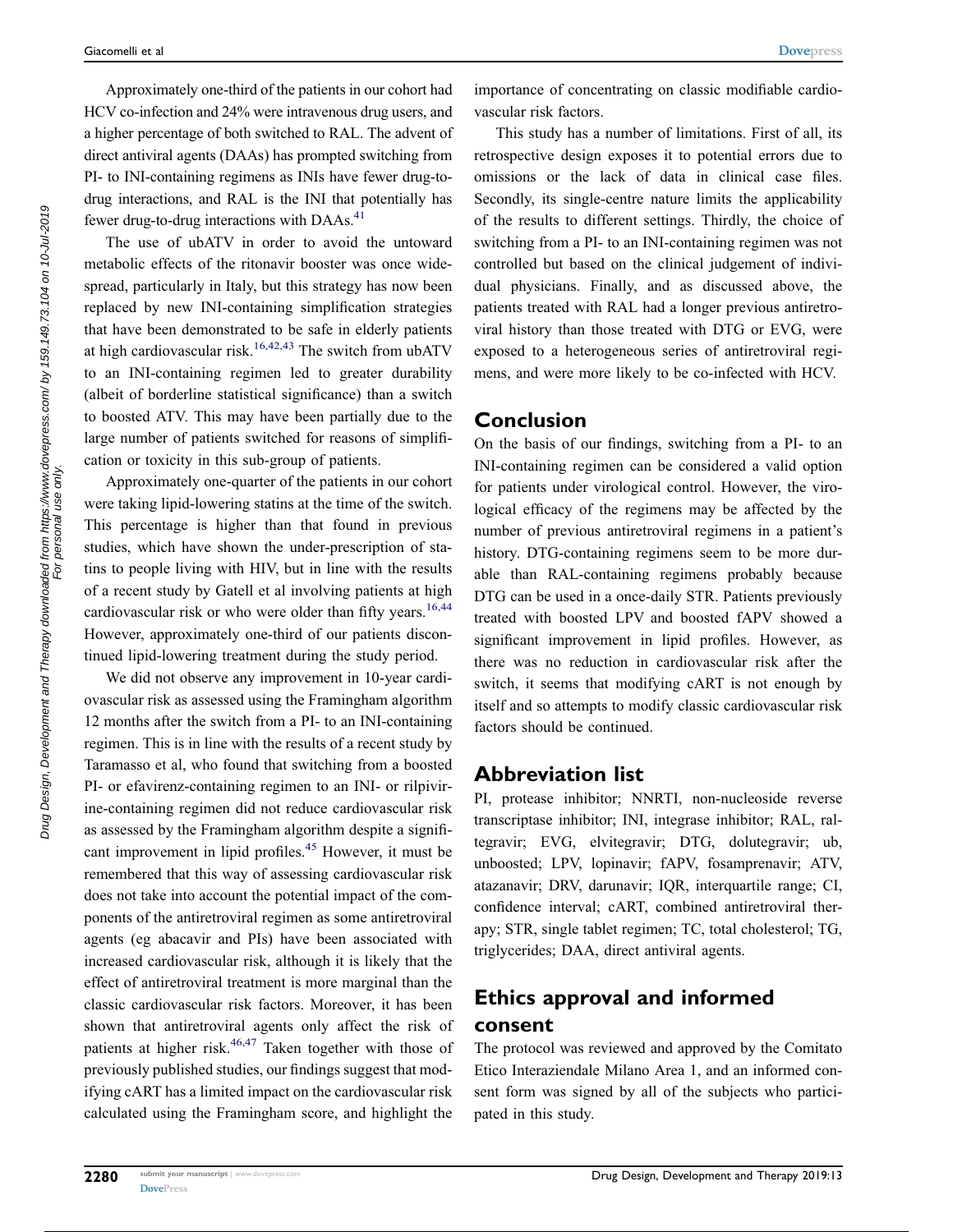Approximately one-third of the patients in our cohort had HCV co-infection and 24% were intravenous drug users, and a higher percentage of both switched to RAL. The advent of direct antiviral agents (DAAs) has prompted switching from PI- to INI-containing regimens as INIs have fewer drug-to-drug interactions, and RAL is the INI that potentially has fewer drug-to-drug interactions with DAAs.[41]

The use of ubATV in order to avoid the untoward metabolic effects of the ritonavir booster was once widespread, particularly in Italy, but this strategy has now been replaced by new INI-containing simplification strategies that have been demonstrated to be safe in elderly patients at high cardiovascular risk.[16,42,43] The switch from ubATV to an INI-containing regimen led to greater durability (albeit of borderline statistical significance) than a switch to boosted ATV. This may have been partially due to the large number of patients switched for reasons of simplification or toxicity in this sub-group of patients.

Approximately one-quarter of the patients in our cohort were taking lipid-lowering statins at the time of the switch. This percentage is higher than that found in previous studies, which have shown the under-prescription of statins to people living with HIV, but in line with the results of a recent study by Gatell et al involving patients at high cardiovascular risk or who were older than fifty years.[16,44] However, approximately one-third of our patients discontinued lipid-lowering treatment during the study period.

We did not observe any improvement in 10-year cardiovascular risk as assessed using the Framingham algorithm 12 months after the switch from a PI- to an INI-containing regimen. This is in line with the results of a recent study by Taramasso et al, who found that switching from a boosted PI- or efavirenz-containing regimen to an INI- or rilpivirine-containing regimen did not reduce cardiovascular risk as assessed by the Framingham algorithm despite a significant improvement in lipid profiles.[45] However, it must be remembered that this way of assessing cardiovascular risk does not take into account the potential impact of the components of the antiretroviral regimen as some antiretroviral agents (eg abacavir and PIs) have been associated with increased cardiovascular risk, although it is likely that the effect of antiretroviral treatment is more marginal than the classic cardiovascular risk factors. Moreover, it has been shown that antiretroviral agents only affect the risk of patients at higher risk.[46,47] Taken together with those of previously published studies, our findings suggest that modifying cART has a limited impact on the cardiovascular risk calculated using the Framingham score, and highlight the importance of concentrating on classic modifiable cardiovascular risk factors.

This study has a number of limitations. First of all, its retrospective design exposes it to potential errors due to omissions or the lack of data in clinical case files. Secondly, its single-centre nature limits the applicability of the results to different settings. Thirdly, the choice of switching from a PI- to an INI-containing regimen was not controlled but based on the clinical judgement of individual physicians. Finally, and as discussed above, the patients treated with RAL had a longer previous antiretroviral history than those treated with DTG or EVG, were exposed to a heterogeneous series of antiretroviral regimens, and were more likely to be co-infected with HCV.

## Conclusion

On the basis of our findings, switching from a PI- to an INI-containing regimen can be considered a valid option for patients under virological control. However, the virological efficacy of the regimens may be affected by the number of previous antiretroviral regimens in a patient's history. DTG-containing regimens seem to be more durable than RAL-containing regimens probably because DTG can be used in a once-daily STR. Patients previously treated with boosted LPV and boosted fAPV showed a significant improvement in lipid profiles. However, as there was no reduction in cardiovascular risk after the switch, it seems that modifying cART is not enough by itself and so attempts to modify classic cardiovascular risk factors should be continued.

## Abbreviation list

PI, protease inhibitor; NNRTI, non-nucleoside reverse transcriptase inhibitor; INI, integrase inhibitor; RAL, raltegravir; EVG, elvitegravir; DTG, dolutegravir; ub, unboosted; LPV, lopinavir; fAPV, fosamprenavir; ATV, atazanavir; DRV, darunavir; IQR, interquartile range; CI, confidence interval; cART, combined antiretroviral therapy; STR, single tablet regimen; TC, total cholesterol; TG, triglycerides; DAA, direct antiviral agents.

## Ethics approval and informed consent

The protocol was reviewed and approved by the Comitato Etico Interaziendale Milano Area 1, and an informed consent form was signed by all of the subjects who participated in this study.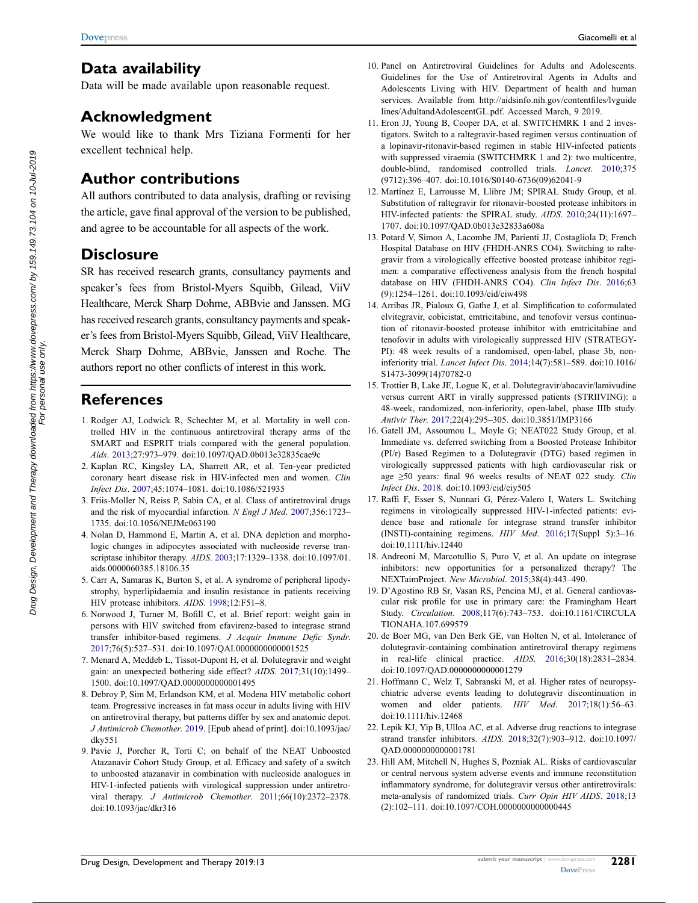## Data availability

Data will be made available upon reasonable request.

## Acknowledgment

We would like to thank Mrs Tiziana Formenti for her excellent technical help.

## Author contributions

All authors contributed to data analysis, drafting or revising the article, gave final approval of the version to be published, and agree to be accountable for all aspects of the work.

## Disclosure

SR has received research grants, consultancy payments and speaker's fees from Bristol-Myers Squibb, Gilead, ViiV Healthcare, Merck Sharp Dohme, ABBvie and Janssen. MG has received research grants, consultancy payments and speaker's fees from Bristol-Myers Squibb, Gilead, ViiV Healthcare, Merck Sharp Dohme, ABBvie, Janssen and Roche. The authors report no other conflicts of interest in this work.

## References

1. Rodger AJ, Lodwick R, Schechter M, et al. Mortality in well controlled HIV in the continuous antiretroviral therapy arms of the SMART and ESPRIT trials compared with the general population. *Aids*. 2013;27:973–979. doi:10.1097/QAD.0b013e32835cae9c
2. Kaplan RC, Kingsley LA, Sharrett AR, et al. Ten-year predicted coronary heart disease risk in HIV-infected men and women. *Clin Infect Dis*. 2007;45:1074–1081. doi:10.1086/521935
3. Friis-Moller N, Reiss P, Sabin CA, et al. Class of antiretroviral drugs and the risk of myocardial infarction. *N Engl J Med*. 2007;356:1723–1735. doi:10.1056/NEJMc063190
4. Nolan D, Hammond E, Martin A, et al. DNA depletion and morphologic changes in adipocytes associated with nucleoside reverse transcriptase inhibitor therapy. *AIDS*. 2003;17:1329–1338. doi:10.1097/01.aids.0000060385.18106.35
5. Carr A, Samaras K, Burton S, et al. A syndrome of peripheral lipodystrophy, hyperlipidaemia and insulin resistance in patients receiving HIV protease inhibitors. *AIDS*. 1998;12:F51–8.
6. Norwood J, Turner M, Bofill C, et al. Brief report: weight gain in persons with HIV switched from efavirenz-based to integrase strand transfer inhibitor-based regimens. *J Acquir Immune Defic Syndr*. 2017;76(5):527–531. doi:10.1097/QAI.0000000000001525
7. Menard A, Meddeb L, Tissot-Dupont H, et al. Dolutegravir and weight gain: an unexpected bothering side effect? *AIDS*. 2017;31(10):1499–1500. doi:10.1097/QAD.0000000000001495
8. Debroy P, Sim M, Erlandson KM, et al. Modena HIV metabolic cohort team. Progressive increases in fat mass occur in adults living with HIV on antiretroviral therapy, but patterns differ by sex and anatomic depot. *J Antimicrob Chemother*. 2019. [Epub ahead of print]. doi:10.1093/jac/dky551
9. Pavie J, Porcher R, Torti C; on behalf of the NEAT Unboosted Atazanavir Cohort Study Group, et al. Efficacy and safety of a switch to unboosted atazanavir in combination with nucleoside analogues in HIV-1-infected patients with virological suppression under antiretroviral therapy. *J Antimicrob Chemother*. 2011;66(10):2372–2378. doi:10.1093/jac/dkr316
10. Panel on Antiretroviral Guidelines for Adults and Adolescents. Guidelines for the Use of Antiretroviral Agents in Adults and Adolescents Living with HIV. Department of health and human services. Available from http://aidsinfo.nih.gov/contentfiles/lvguidelines/AdultandAdolescentGL.pdf. Accessed March, 9 2019.
11. Eron JJ, Young B, Cooper DA, et al. SWITCHMRK 1 and 2 investigators. Switch to a raltegravir-based regimen versus continuation of a lopinavir-ritonavir-based regimen in stable HIV-infected patients with suppressed viraemia (SWITCHMRK 1 and 2): two multicentre, double-blind, randomised controlled trials. *Lancet*. 2010;375(9712):396–407. doi:10.1016/S0140-6736(09)62041-9
12. Martínez E, Larrousse M, Llibre JM; SPIRAL Study Group, et al. Substitution of raltegravir for ritonavir-boosted protease inhibitors in HIV-infected patients: the SPIRAL study. *AIDS*. 2010;24(11):1697–1707. doi:10.1097/QAD.0b013e32833a608a
13. Potard V, Simon A, Lacombe JM, Parienti JJ, Costagliola D; French Hospital Database on HIV (FHDH-ANRS CO4). Switching to raltegravir from a virologically effective boosted protease inhibitor regimen: a comparative effectiveness analysis from the french hospital database on HIV (FHDH-ANRS CO4). *Clin Infect Dis*. 2016;63(9):1254–1261. doi:10.1093/cid/ciw498
14. Arribas JR, Pialoux G, Gathe J, et al. Simplification to coformulated elvitegravir, cobicistat, emtricitabine, and tenofovir versus continuation of ritonavir-boosted protease inhibitor with emtricitabine and tenofovir in adults with virologically suppressed HIV (STRATEGY-PI): 48 week results of a randomised, open-label, phase 3b, non-inferiority trial. *Lancet Infect Dis*. 2014;14(7):581–589. doi:10.1016/S1473-3099(14)70782-0
15. Trottier B, Lake JE, Logue K, et al. Dolutegravir/abacavir/lamivudine versus current ART in virally suppressed patients (STRIIVING): a 48-week, randomized, non-inferiority, open-label, phase IIIb study. *Antivir Ther*. 2017;22(4):295–305. doi:10.3851/IMP3166
16. Gatell JM, Assoumou L, Moyle G; NEAT022 Study Group, et al. Immediate vs. deferred switching from a Boosted Protease Inhibitor (PI/r) Based Regimen to a Dolutegravir (DTG) based regimen in virologically suppressed patients with high cardiovascular risk or age ≥50 years: final 96 weeks results of NEAT 022 study. *Clin Infect Dis*. 2018. doi:10.1093/cid/ciy505
17. Raffi F, Esser S, Nunnari G, Pérez-Valero I, Waters L. Switching regimens in virologically suppressed HIV-1-infected patients: evidence base and rationale for integrase strand transfer inhibitor (INSTI)-containing regimens. *HIV Med*. 2016;17(Suppl 5):3–16. doi:10.1111/hiv.12440
18. Andreoni M, Marcotullio S, Puro V, et al. An update on integrase inhibitors: new opportunities for a personalized therapy? The NEXTaimProject. *New Microbiol*. 2015;38(4):443–490.
19. D'Agostino RB Sr, Vasan RS, Pencina MJ, et al. General cardiovascular risk profile for use in primary care: the Framingham Heart Study. *Circulation*. 2008;117(6):743–753. doi:10.1161/CIRCULATIONAHA.107.699579
20. de Boer MG, van Den Berk GE, van Holten N, et al. Intolerance of dolutegravir-containing combination antiretroviral therapy regimens in real-life clinical practice. *AIDS*. 2016;30(18):2831–2834. doi:10.1097/QAD.0000000000001279
21. Hoffmann C, Welz T, Sabranski M, et al. Higher rates of neuropsychiatric adverse events leading to dolutegravir discontinuation in women and older patients. *HIV Med*. 2017;18(1):56–63. doi:10.1111/hiv.12468
22. Lepik KJ, Yip B, Ulloa AC, et al. Adverse drug reactions to integrase strand transfer inhibitors. *AIDS*. 2018;32(7):903–912. doi:10.1097/QAD.0000000000001781
23. Hill AM, Mitchell N, Hughes S, Pozniak AL. Risks of cardiovascular or central nervous system adverse events and immune reconstitution inflammatory syndrome, for dolutegravir versus other antiretrovirals: meta-analysis of randomized trials. *Curr Opin HIV AIDS*. 2018;13(2):102–111. doi:10.1097/COH.0000000000000445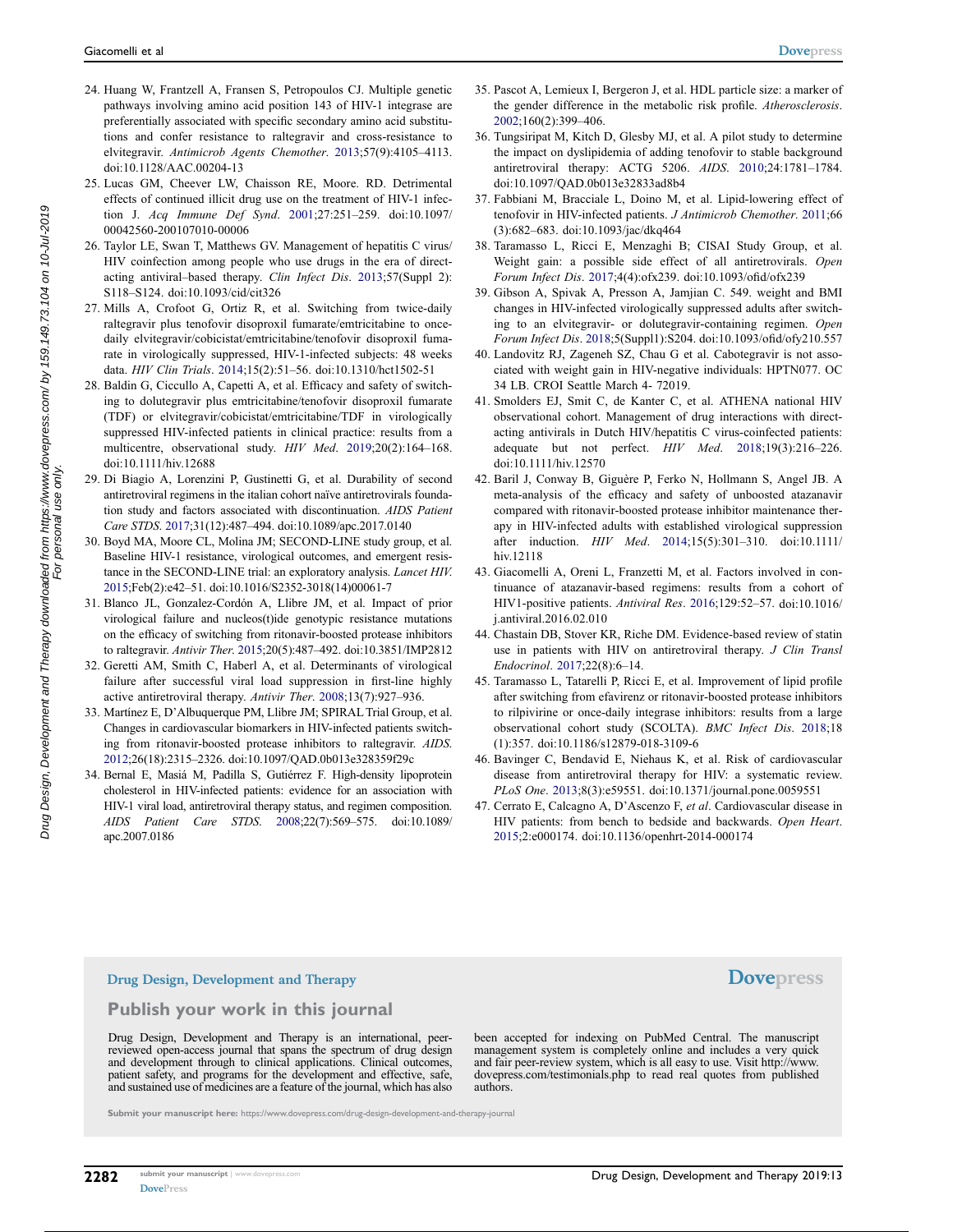24. Huang W, Frantzell A, Fransen S, Petropoulos CJ. Multiple genetic pathways involving amino acid position 143 of HIV-1 integrase are preferentially associated with specific secondary amino acid substitutions and confer resistance to raltegravir and cross-resistance to elvitegravir. *Antimicrob Agents Chemother*. 2013;57(9):4105–4113. doi:10.1128/AAC.00204-13

25. Lucas GM, Cheever LW, Chaisson RE, Moore. RD. Detrimental effects of continued illicit drug use on the treatment of HIV-1 infection J. *Acq Immune Def Synd*. 2001;27:251–259. doi:10.1097/00042560-200107010-00006

26. Taylor LE, Swan T, Matthews GV. Management of hepatitis C virus/HIV coinfection among people who use drugs in the era of direct-acting antiviral–based therapy. *Clin Infect Dis*. 2013;57(Suppl 2):S118–S124. doi:10.1093/cid/cit326

27. Mills A, Crofoot G, Ortiz R, et al. Switching from twice-daily raltegravir plus tenofovir disoproxil fumarate/emtricitabine to once-daily elvitegravir/cobicistat/emtricitabine/tenofovir disoproxil fumarate in virologically suppressed, HIV-1-infected subjects: 48 weeks data. *HIV Clin Trials*. 2014;15(2):51–56. doi:10.1310/hct1502-51

28. Baldin G, Ciccullo A, Capetti A, et al. Efficacy and safety of switching to dolutegravir plus emtricitabine/tenofovir disoproxil fumarate (TDF) or elvitegravir/cobicistat/emtricitabine/TDF in virologically suppressed HIV-infected patients in clinical practice: results from a multicentre, observational study. *HIV Med*. 2019;20(2):164–168. doi:10.1111/hiv.12688

29. Di Biagio A, Lorenzini P, Gustinetti G, et al. Durability of second antiretroviral regimens in the italian cohort naïve antiretrovirals foundation study and factors associated with discontinuation. *AIDS Patient Care STDS*. 2017;31(12):487–494. doi:10.1089/apc.2017.0140

30. Boyd MA, Moore CL, Molina JM; SECOND-LINE study group, et al. Baseline HIV-1 resistance, virological outcomes, and emergent resistance in the SECOND-LINE trial: an exploratory analysis. *Lancet HIV*. 2015;Feb(2):e42–51. doi:10.1016/S2352-3018(14)00061-7

31. Blanco JL, Gonzalez-Cordón A, Llibre JM, et al. Impact of prior virological failure and nucleos(t)ide genotypic resistance mutations on the efficacy of switching from ritonavir-boosted protease inhibitors to raltegravir. *Antivir Ther*. 2015;20(5):487–492. doi:10.3851/IMP2812

32. Geretti AM, Smith C, Haberl A, et al. Determinants of virological failure after successful viral load suppression in first-line highly active antiretroviral therapy. *Antivir Ther*. 2008;13(7):927–936.

33. Martínez E, D'Albuquerque PM, Llibre JM; SPIRAL Trial Group, et al. Changes in cardiovascular biomarkers in HIV-infected patients switching from ritonavir-boosted protease inhibitors to raltegravir. *AIDS*. 2012;26(18):2315–2326. doi:10.1097/QAD.0b013e328359f29c

34. Bernal E, Masiá M, Padilla S, Gutiérrez F. High-density lipoprotein cholesterol in HIV-infected patients: evidence for an association with HIV-1 viral load, antiretroviral therapy status, and regimen composition. *AIDS Patient Care STDS*. 2008;22(7):569–575. doi:10.1089/apc.2007.0186

35. Pascot A, Lemieux I, Bergeron J, et al. HDL particle size: a marker of the gender difference in the metabolic risk profile. *Atherosclerosis*. 2002;160(2):399–406.

36. Tungsiripat M, Kitch D, Glesby MJ, et al. A pilot study to determine the impact on dyslipidemia of adding tenofovir to stable background antiretroviral therapy: ACTG 5206. *AIDS*. 2010;24:1781–1784. doi:10.1097/QAD.0b013e32833ad8b4

37. Fabbiani M, Bracciale L, Doino M, et al. Lipid-lowering effect of tenofovir in HIV-infected patients. *J Antimicrob Chemother*. 2011;66(3):682–683. doi:10.1093/jac/dkq464

38. Taramasso L, Ricci E, Menzaghi B; CISAI Study Group, et al. Weight gain: a possible side effect of all antiretrovirals. *Open Forum Infect Dis*. 2017;4(4):ofx239. doi:10.1093/ofid/ofx239

39. Gibson A, Spivak A, Presson A, Jamjian C. 549. weight and BMI changes in HIV-infected virologically suppressed adults after switching to an elvitegravir- or dolutegravir-containing regimen. *Open Forum Infect Dis*. 2018;5(Suppl1):S204. doi:10.1093/ofid/ofy210.557

40. Landovitz RJ, Zageneh SZ, Chau G et al. Cabotegravir is not associated with weight gain in HIV-negative individuals: HPTN077. OC 34 LB. CROI Seattle March 4- 72019.

41. Smolders EJ, Smit C, de Kanter C, et al. ATHENA national HIV observational cohort. Management of drug interactions with direct-acting antivirals in Dutch HIV/hepatitis C virus-coinfected patients: adequate but not perfect. *HIV Med*. 2018;19(3):216–226. doi:10.1111/hiv.12570

42. Baril J, Conway B, Giguère P, Ferko N, Hollmann S, Angel JB. A meta-analysis of the efficacy and safety of unboosted atazanavir compared with ritonavir-boosted protease inhibitor maintenance therapy in HIV-infected adults with established virological suppression after induction. *HIV Med*. 2014;15(5):301–310. doi:10.1111/hiv.12118

43. Giacomelli A, Oreni L, Franzetti M, et al. Factors involved in continuance of atazanavir-based regimens: results from a cohort of HIV1-positive patients. *Antiviral Res*. 2016;129:52–57. doi:10.1016/j.antiviral.2016.02.010

44. Chastain DB, Stover KR, Riche DM. Evidence-based review of statin use in patients with HIV on antiretroviral therapy. *J Clin Transl Endocrinol*. 2017;22(8):6–14.

45. Taramasso L, Tatarelli P, Ricci E, et al. Improvement of lipid profile after switching from efavirenz or ritonavir-boosted protease inhibitors to rilpivirine or once-daily integrase inhibitors: results from a large observational cohort study (SCOLTA). *BMC Infect Dis*. 2018;18(1):357. doi:10.1186/s12879-018-3109-6

46. Bavinger C, Bendavid E, Niehaus K, et al. Risk of cardiovascular disease from antiretroviral therapy for HIV: a systematic review. *PLoS One*. 2013;8(3):e59551. doi:10.1371/journal.pone.0059551

47. Cerrato E, Calcagno A, D'Ascenzo F, *et al*. Cardiovascular disease in HIV patients: from bench to bedside and backwards. *Open Heart*. 2015;2:e000174. doi:10.1136/openhrt-2014-000174

**Drug Design, Development and Therapy**

**Publish your work in this journal**

Drug Design, Development and Therapy is an international, peer-reviewed open-access journal that spans the spectrum of drug design and development through to clinical applications. Clinical outcomes, patient safety, and programs for the development and effective, safe, and sustained use of medicines are a feature of the journal, which has also been accepted for indexing on PubMed Central. The manuscript management system is completely online and includes a very quick and fair peer-review system, which is all easy to use. Visit http://www.dovepress.com/testimonials.php to read real quotes from published authors.

**Submit your manuscript here:** https://www.dovepress.com/drug-design-development-and-therapy-journal